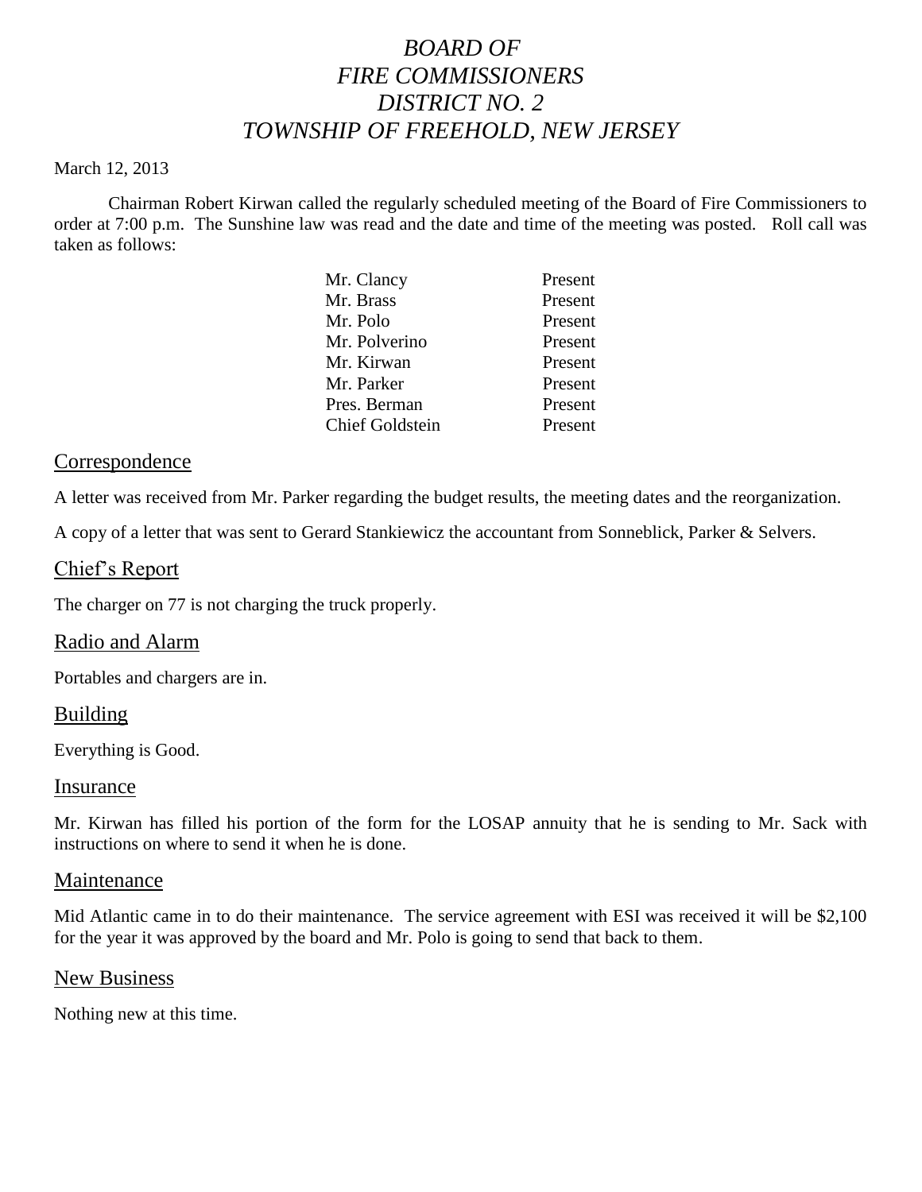# *BOARD OF FIRE COMMISSIONERS DISTRICT NO. 2 TOWNSHIP OF FREEHOLD, NEW JERSEY*

March 12, 2013

Chairman Robert Kirwan called the regularly scheduled meeting of the Board of Fire Commissioners to order at 7:00 p.m. The Sunshine law was read and the date and time of the meeting was posted. Roll call was taken as follows:

| | |
|---|---|
| Mr. Clancy | Present |
| Mr. Brass | Present |
| Mr. Polo | Present |
| Mr. Polverino | Present |
| Mr. Kirwan | Present |
| Mr. Parker | Present |
| Pres. Berman | Present |
| Chief Goldstein | Present |

## Correspondence

A letter was received from Mr. Parker regarding the budget results, the meeting dates and the reorganization.

A copy of a letter that was sent to Gerard Stankiewicz the accountant from Sonneblick, Parker & Selvers.

## Chief's Report

The charger on 77 is not charging the truck properly.

## Radio and Alarm

Portables and chargers are in.

## Building

Everything is Good.

## Insurance

Mr. Kirwan has filled his portion of the form for the LOSAP annuity that he is sending to Mr. Sack with instructions on where to send it when he is done.

## Maintenance

Mid Atlantic came in to do their maintenance. The service agreement with ESI was received it will be $2,100 for the year it was approved by the board and Mr. Polo is going to send that back to them.

## New Business

Nothing new at this time.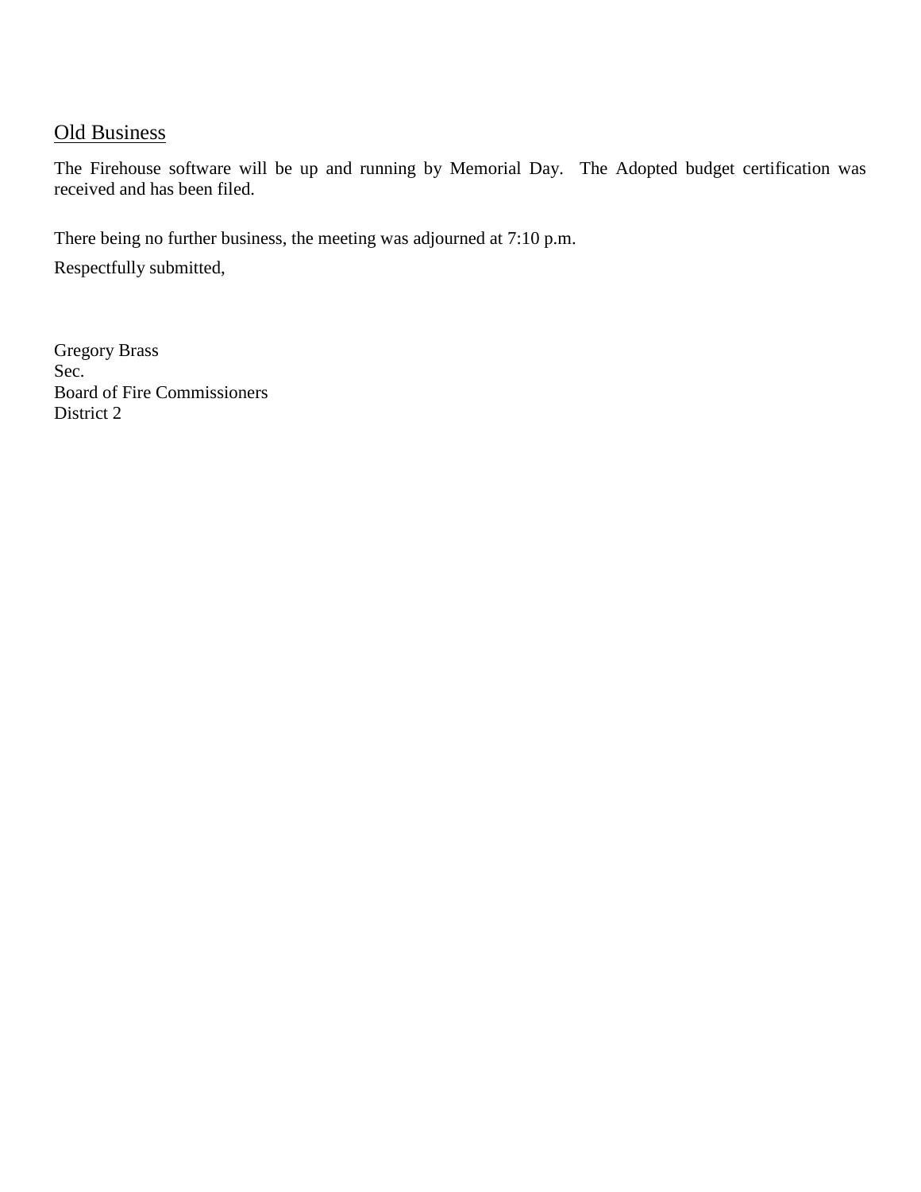## Old Business

The Firehouse software will be up and running by Memorial Day. The Adopted budget certification was received and has been filed.

There being no further business, the meeting was adjourned at 7:10 p.m.

Respectfully submitted,

Gregory Brass
Sec.
Board of Fire Commissioners
District 2